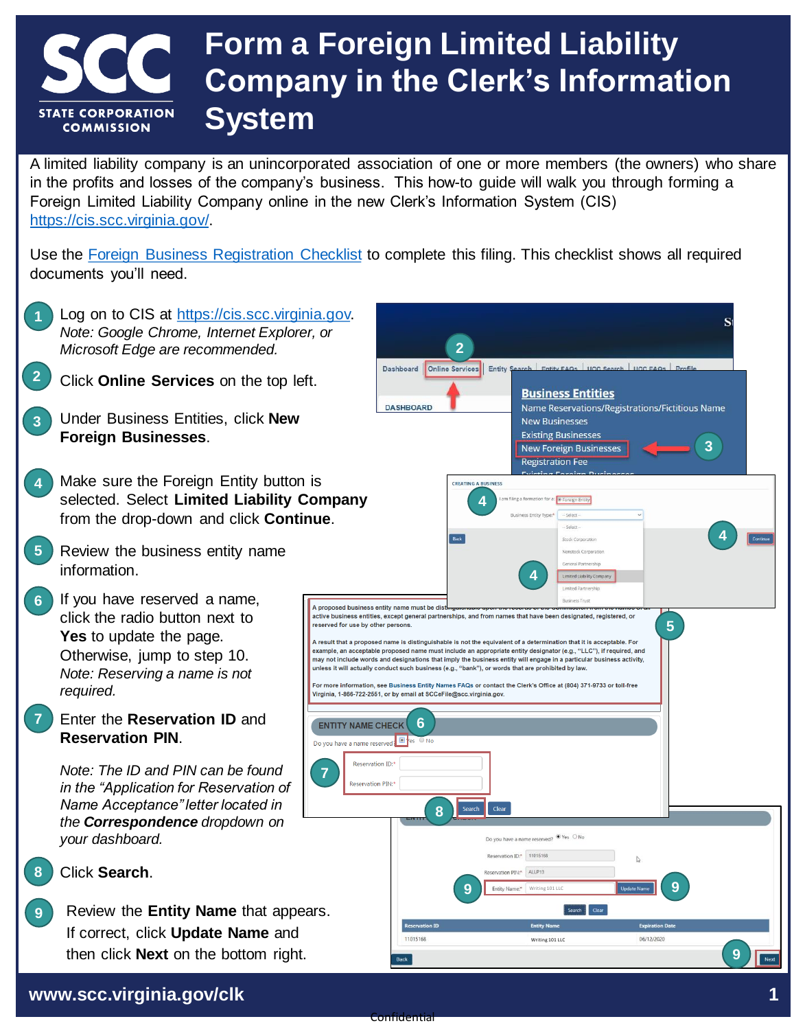# Form a Foreign Limited Liability Company in the Clerk's Information System

A limited liability company is an unincorporated association of one or more members (the owners) who share in the profits and losses of the company's business. This how-to guide will walk you through forming a Foreign Limited Liability Company online in the new Clerk's Information System (CIS) https://cis.scc.virginia.gov/.

Use the Foreign Business Registration Checklist to complete this filing. This checklist shows all required documents you'll need.

1. Log on to CIS at https://cis.scc.virginia.gov. *Note: Google Chrome, Internet Explorer, or Microsoft Edge are recommended.*
2. Click **Online Services** on the top left.
3. Under Business Entities, click **New Foreign Businesses**.
4. Make sure the Foreign Entity button is selected. Select **Limited Liability Company** from the drop-down and click **Continue**.
5. Review the business entity name information.
6. If you have reserved a name, click the radio button next to **Yes** to update the page. Otherwise, jump to step 10. *Note: Reserving a name is not required.*
7. Enter the **Reservation ID** and **Reservation PIN**.

   *Note: The ID and PIN can be found in the "Application for Reservation of Name Acceptance" letter located in the **Correspondence** dropdown on your dashboard.*
8. Click **Search**.
9. Review the **Entity Name** that appears. If correct, click **Update Name** and then click **Next** on the bottom right.

www.scc.virginia.gov/clk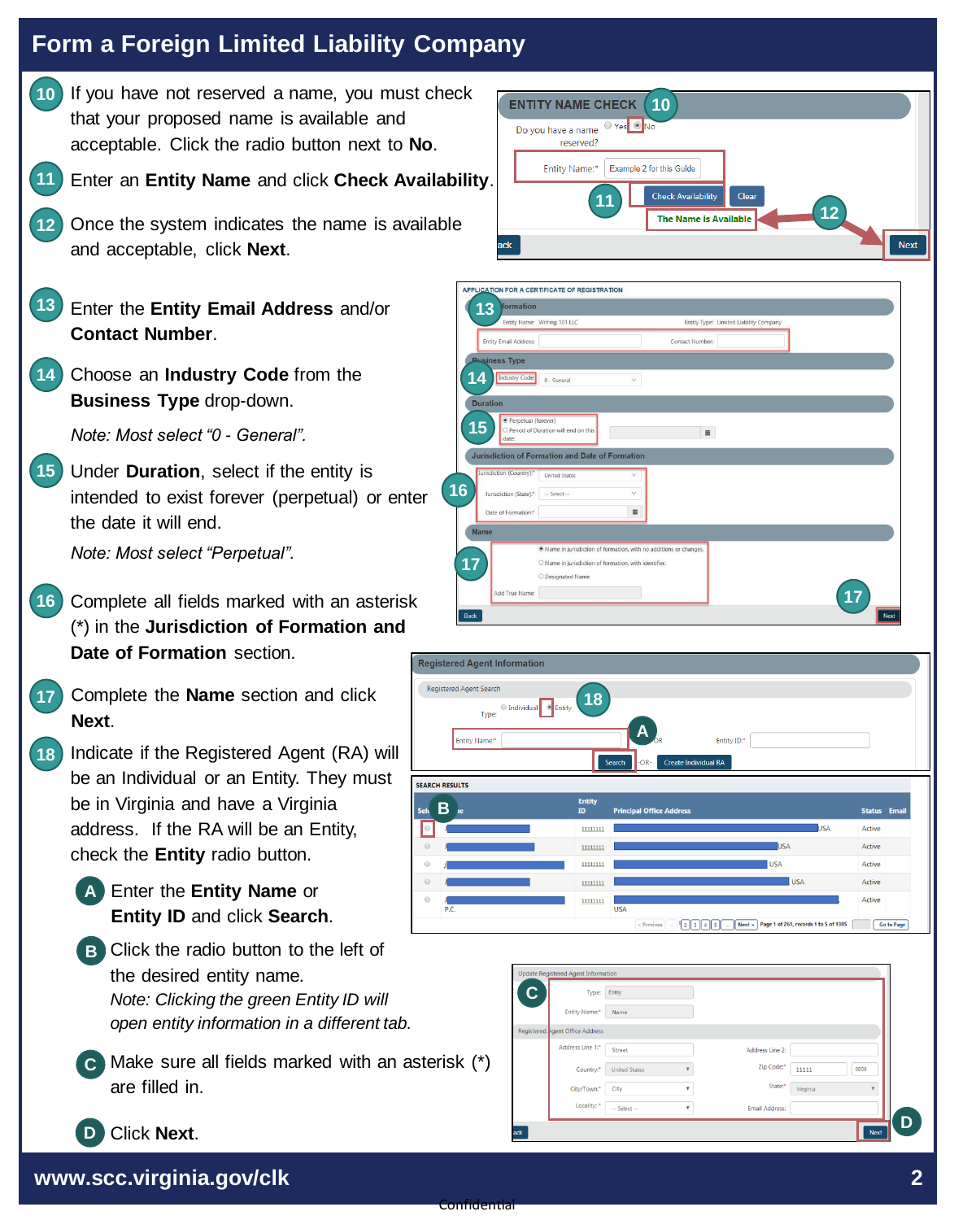# Form a Foreign Limited Liability Company

10. If you have not reserved a name, you must check that your proposed name is available and acceptable. Click the radio button next to **No**.

11. Enter an **Entity Name** and click **Check Availability**.

12. Once the system indicates the name is available and acceptable, click **Next**.

13. Enter the **Entity Email Address** and/or **Contact Number**.

14. Choose an **Industry Code** from the **Business Type** drop-down.

    *Note: Most select "0 - General".*

15. Under **Duration**, select if the entity is intended to exist forever (perpetual) or enter the date it will end.

    *Note: Most select "Perpetual".*

16. Complete all fields marked with an asterisk (*) in the **Jurisdiction of Formation and Date of Formation** section.

17. Complete the **Name** section and click **Next**.

18. Indicate if the Registered Agent (RA) will be an Individual or an Entity. They must be in Virginia and have a Virginia address. If the RA will be an Entity, check the **Entity** radio button.

    A. Enter the **Entity Name** or **Entity ID** and click **Search**.

    B. Click the radio button to the left of the desired entity name.
    *Note: Clicking the green Entity ID will open entity information in a different tab.*

    C. Make sure all fields marked with an asterisk (*) are filled in.

    D. Click **Next**.

www.scc.virginia.gov/clk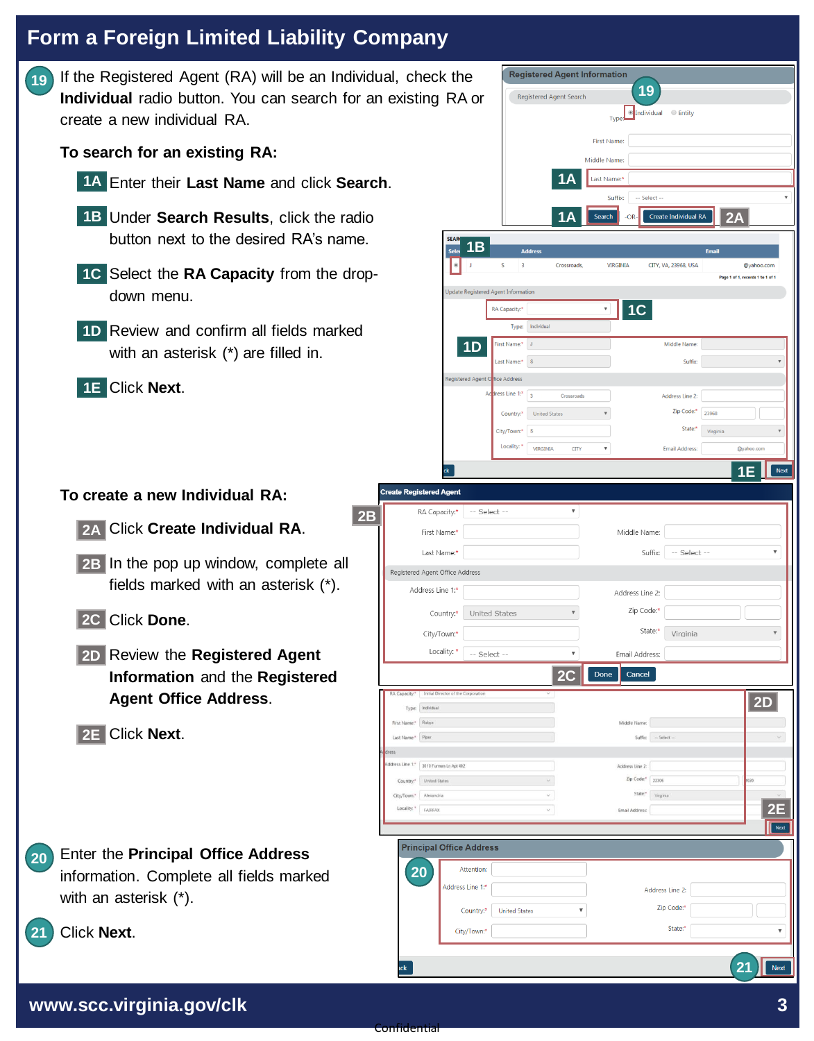# Form a Foreign Limited Liability Company

**19** If the Registered Agent (RA) will be an Individual, check the **Individual** radio button. You can search for an existing RA or create a new individual RA.

**To search for an existing RA:**

- **1A** Enter their **Last Name** and click **Search**.
- **1B** Under **Search Results**, click the radio button next to the desired RA's name.
- **1C** Select the **RA Capacity** from the drop-down menu.
- **1D** Review and confirm all fields marked with an asterisk (*) are filled in.
- **1E** Click **Next**.

**To create a new Individual RA:**

- **2A** Click **Create Individual RA**.
- **2B** In the pop up window, complete all fields marked with an asterisk (*).
- **2C** Click **Done**.
- **2D** Review the **Registered Agent Information** and the **Registered Agent Office Address**.
- **2E** Click **Next**.

**20** Enter the **Principal Office Address** information. Complete all fields marked with an asterisk (*).

**21** Click **Next**.

www.scc.virginia.gov/clk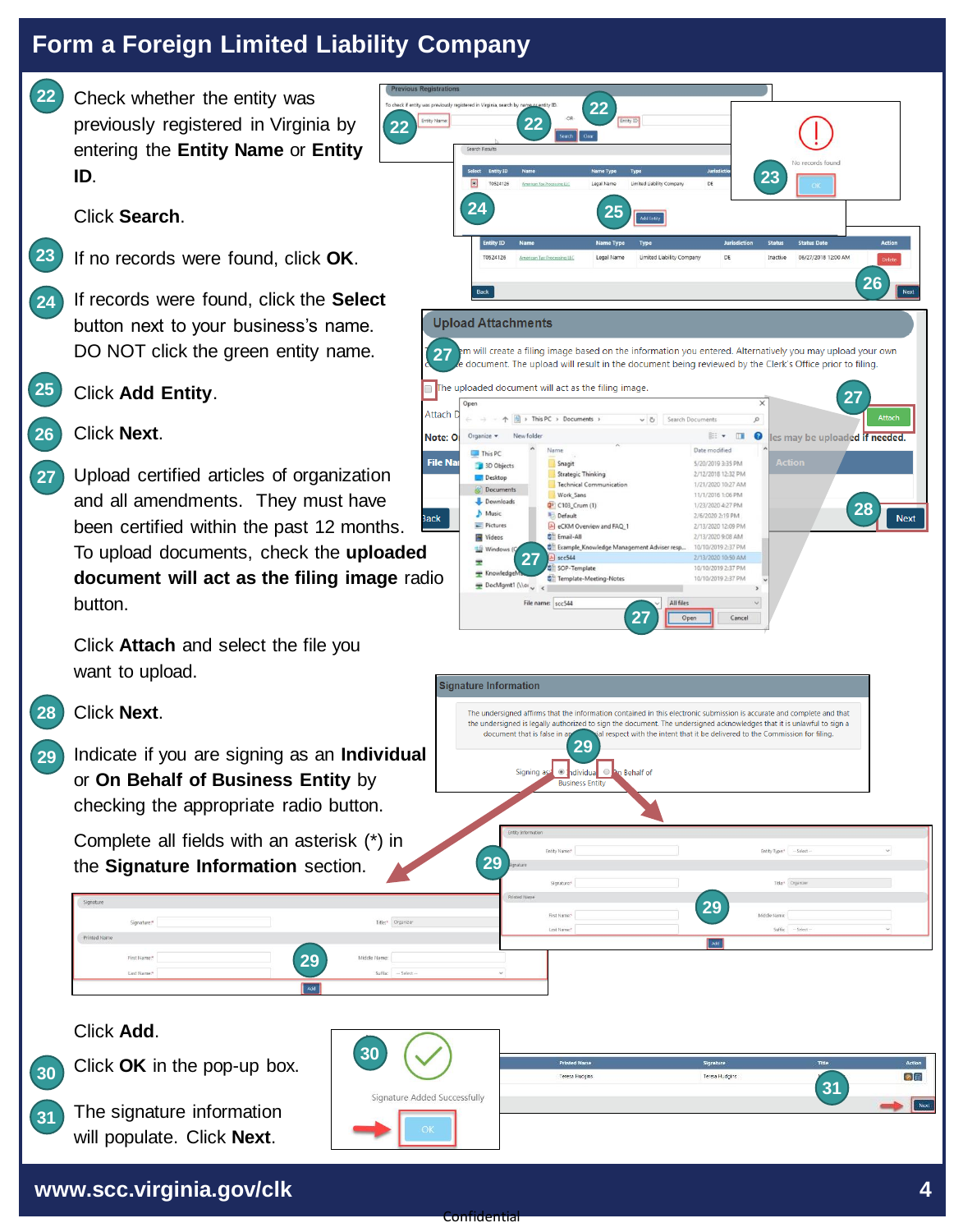# Form a Foreign Limited Liability Company

**22** Check whether the entity was previously registered in Virginia by entering the **Entity Name** or **Entity ID**.

Click **Search**.

**23** If no records were found, click **OK**.

**24** If records were found, click the **Select** button next to your business's name. DO NOT click the green entity name.

**25** Click **Add Entity**.

**26** Click **Next**.

**27** Upload certified articles of organization and all amendments. They must have been certified within the past 12 months. To upload documents, check the **uploaded document will act as the filing image** radio button.

Click **Attach** and select the file you want to upload.

**28** Click **Next**.

**29** Indicate if you are signing as an **Individual** or **On Behalf of Business Entity** by checking the appropriate radio button.

Complete all fields with an asterisk (*) in the **Signature Information** section.

Click **Add**.

**30** Click **OK** in the pop-up box.

**31** The signature information will populate. Click **Next**.

www.scc.virginia.gov/clk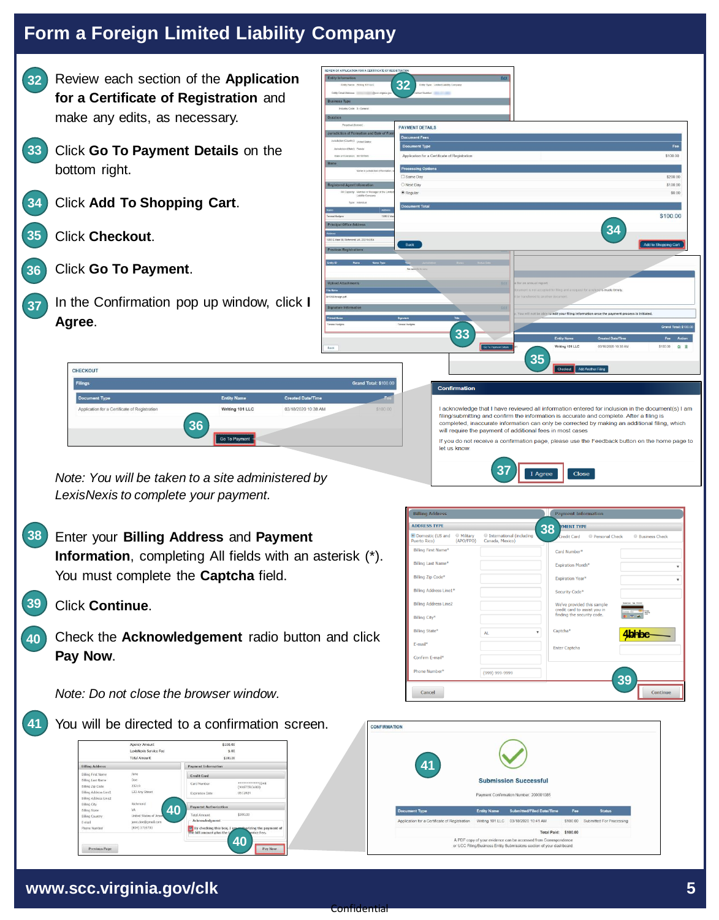# Form a Foreign Limited Liability Company

32. Review each section of the **Application for a Certificate of Registration** and make any edits, as necessary.

33. Click **Go To Payment Details** on the bottom right.

34. Click **Add To Shopping Cart**.

35. Click **Checkout**.

36. Click **Go To Payment**.

37. In the Confirmation pop up window, click **I Agree**.

*Note: You will be taken to a site administered by LexisNexis to complete your payment.*

38. Enter your **Billing Address** and **Payment Information**, completing All fields with an asterisk (*). You must complete the **Captcha** field.

39. Click **Continue**.

40. Check the **Acknowledgement** radio button and click **Pay Now**.

*Note: Do not close the browser window.*

41. You will be directed to a confirmation screen.

**www.scc.virginia.gov/clk**